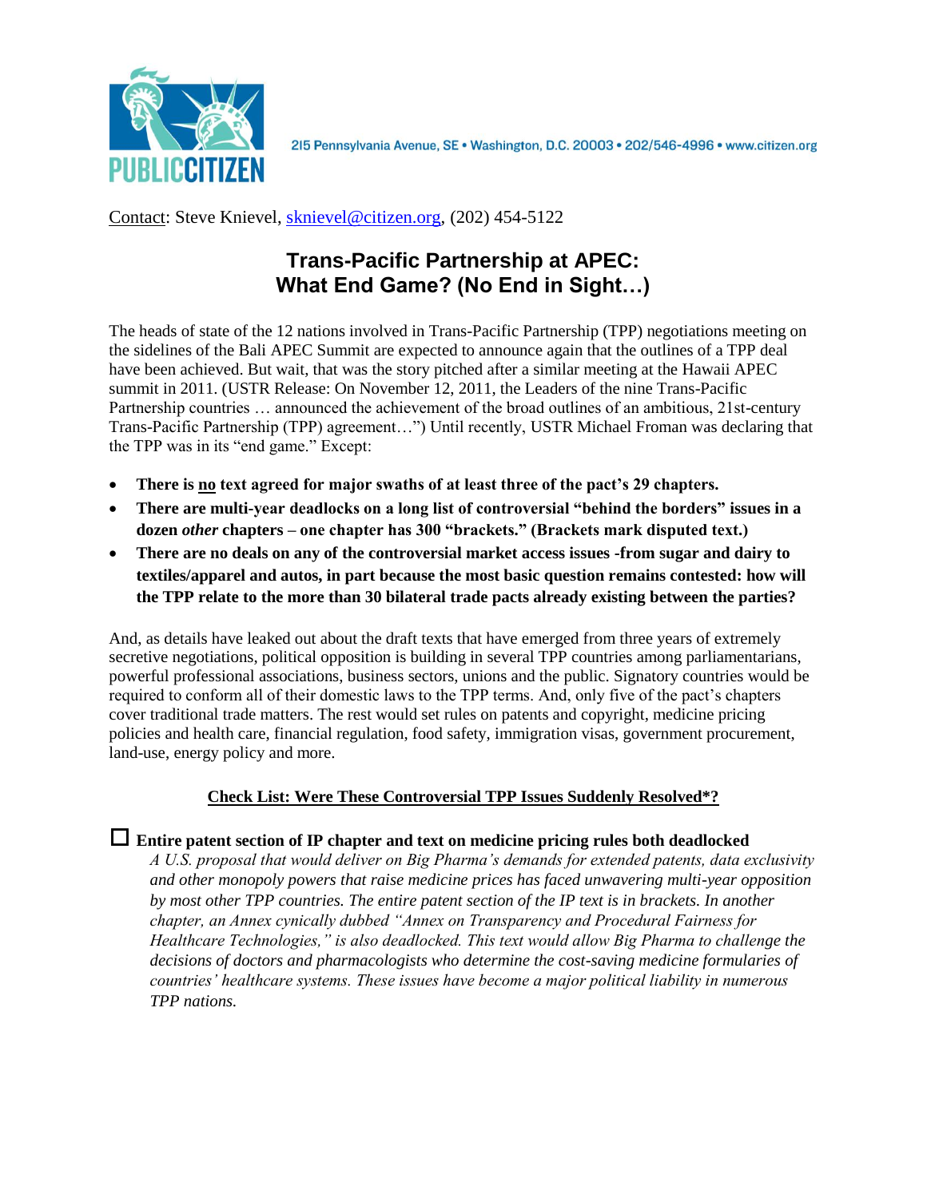PUBLIC CITIZEN

215 Pennsylvania Avenue, SE • Washington, D.C. 20003 • 202/546-4996 • www.citizen.org

Contact: Steve Knievel, sknievel@citizen.org, (202) 454-5122

# Trans-Pacific Partnership at APEC: What End Game? (No End in Sight…)

The heads of state of the 12 nations involved in Trans-Pacific Partnership (TPP) negotiations meeting on the sidelines of the Bali APEC Summit are expected to announce again that the outlines of a TPP deal have been achieved. But wait, that was the story pitched after a similar meeting at the Hawaii APEC summit in 2011. (USTR Release: On November 12, 2011, the Leaders of the nine Trans-Pacific Partnership countries … announced the achievement of the broad outlines of an ambitious, 21st-century Trans-Pacific Partnership (TPP) agreement…") Until recently, USTR Michael Froman was declaring that the TPP was in its "end game." Except:

- **There is no text agreed for major swaths of at least three of the pact's 29 chapters.**
- **There are multi-year deadlocks on a long list of controversial "behind the borders" issues in a dozen *other* chapters – one chapter has 300 "brackets." (Brackets mark disputed text.)**
- **There are no deals on any of the controversial market access issues -from sugar and dairy to textiles/apparel and autos, in part because the most basic question remains contested: how will the TPP relate to the more than 30 bilateral trade pacts already existing between the parties?**

And, as details have leaked out about the draft texts that have emerged from three years of extremely secretive negotiations, political opposition is building in several TPP countries among parliamentarians, powerful professional associations, business sectors, unions and the public. Signatory countries would be required to conform all of their domestic laws to the TPP terms. And, only five of the pact's chapters cover traditional trade matters. The rest would set rules on patents and copyright, medicine pricing policies and health care, financial regulation, food safety, immigration visas, government procurement, land-use, energy policy and more.

## Check List: Were These Controversial TPP Issues Suddenly Resolved*?

☐ **Entire patent section of IP chapter and text on medicine pricing rules both deadlocked**

*A U.S. proposal that would deliver on Big Pharma's demands for extended patents, data exclusivity and other monopoly powers that raise medicine prices has faced unwavering multi-year opposition by most other TPP countries. The entire patent section of the IP text is in brackets. In another chapter, an Annex cynically dubbed "Annex on Transparency and Procedural Fairness for Healthcare Technologies," is also deadlocked. This text would allow Big Pharma to challenge the decisions of doctors and pharmacologists who determine the cost-saving medicine formularies of countries' healthcare systems. These issues have become a major political liability in numerous TPP nations.*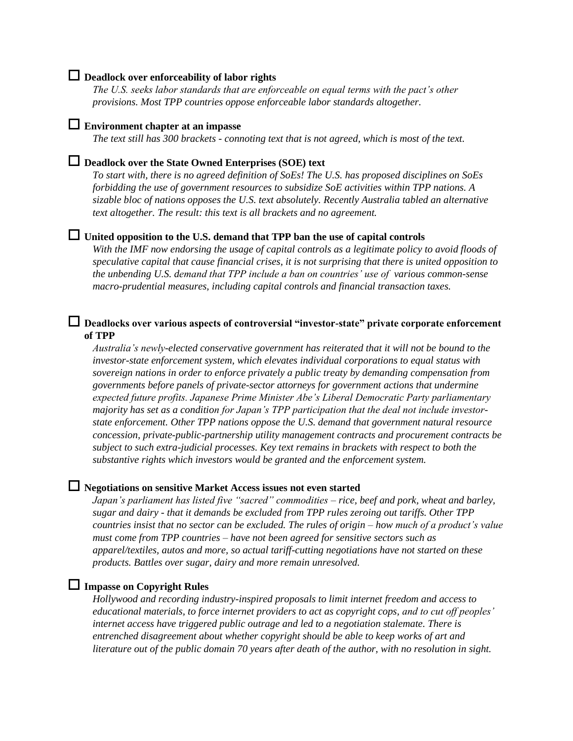- [ ] **Deadlock over enforceability of labor rights**

  *The U.S. seeks labor standards that are enforceable on equal terms with the pact's other provisions. Most TPP countries oppose enforceable labor standards altogether.*

- [ ] **Environment chapter at an impasse**

  *The text still has 300 brackets - connoting text that is not agreed, which is most of the text.*

- [ ] **Deadlock over the State Owned Enterprises (SOE) text**

  *To start with, there is no agreed definition of SoEs! The U.S. has proposed disciplines on SoEs forbidding the use of government resources to subsidize SoE activities within TPP nations. A sizable bloc of nations opposes the U.S. text absolutely. Recently Australia tabled an alternative text altogether. The result: this text is all brackets and no agreement.*

- [ ] **United opposition to the U.S. demand that TPP ban the use of capital controls**

  *With the IMF now endorsing the usage of capital controls as a legitimate policy to avoid floods of speculative capital that cause financial crises, it is not surprising that there is united opposition to the unbending U.S. demand that TPP include a ban on countries' use of various common-sense macro-prudential measures, including capital controls and financial transaction taxes.*

- [ ] **Deadlocks over various aspects of controversial "investor-state" private corporate enforcement of TPP**

  *Australia's newly-elected conservative government has reiterated that it will not be bound to the investor-state enforcement system, which elevates individual corporations to equal status with sovereign nations in order to enforce privately a public treaty by demanding compensation from governments before panels of private-sector attorneys for government actions that undermine expected future profits. Japanese Prime Minister Abe's Liberal Democratic Party parliamentary majority has set as a condition for Japan's TPP participation that the deal not include investor-state enforcement. Other TPP nations oppose the U.S. demand that government natural resource concession, private-public-partnership utility management contracts and procurement contracts be subject to such extra-judicial processes. Key text remains in brackets with respect to both the substantive rights which investors would be granted and the enforcement system.*

- [ ] **Negotiations on sensitive Market Access issues not even started**

  *Japan's parliament has listed five "sacred" commodities – rice, beef and pork, wheat and barley, sugar and dairy - that it demands be excluded from TPP rules zeroing out tariffs. Other TPP countries insist that no sector can be excluded. The rules of origin – how much of a product's value must come from TPP countries – have not been agreed for sensitive sectors such as apparel/textiles, autos and more, so actual tariff-cutting negotiations have not started on these products. Battles over sugar, dairy and more remain unresolved.*

- [ ] **Impasse on Copyright Rules**

  *Hollywood and recording industry-inspired proposals to limit internet freedom and access to educational materials, to force internet providers to act as copyright cops, and to cut off peoples' internet access have triggered public outrage and led to a negotiation stalemate. There is entrenched disagreement about whether copyright should be able to keep works of art and literature out of the public domain 70 years after death of the author, with no resolution in sight.*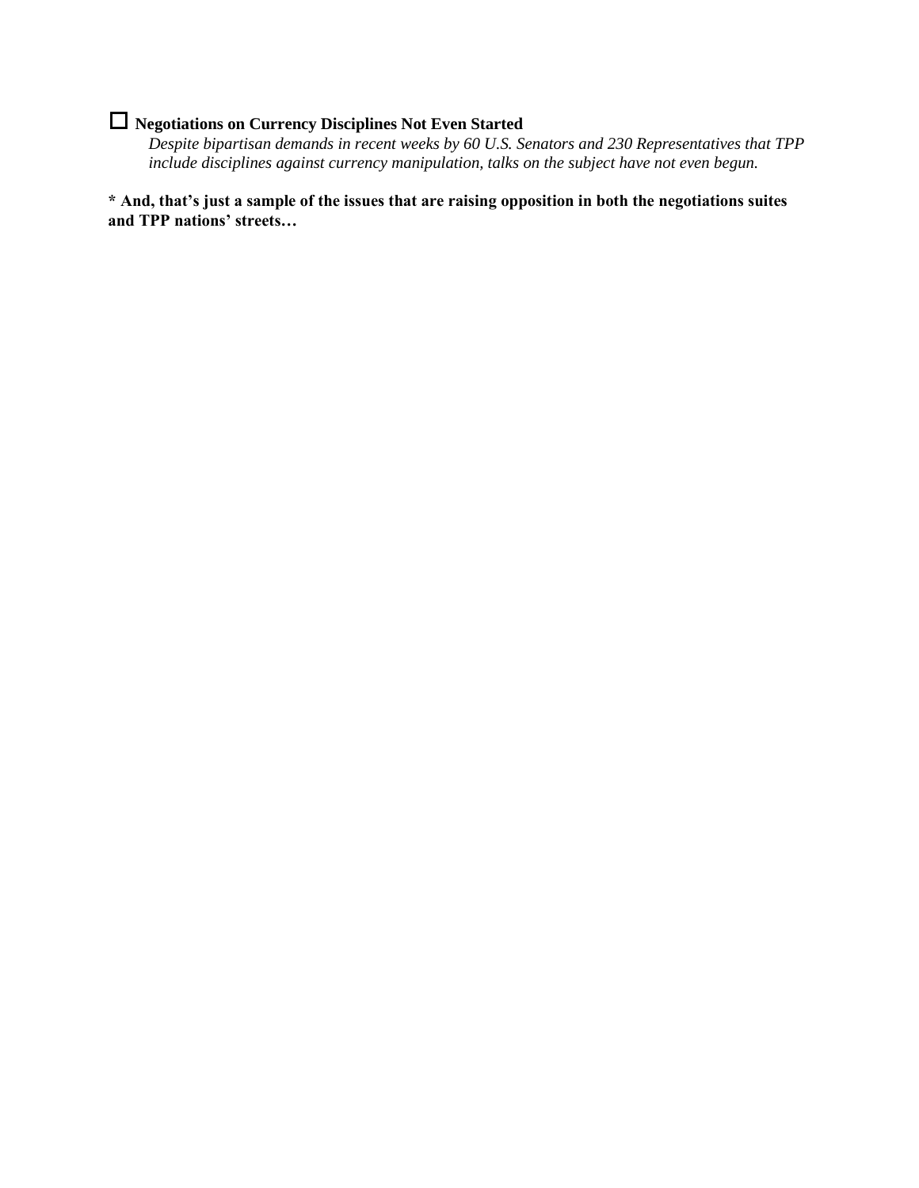☐ **Negotiations on Currency Disciplines Not Even Started**

*Despite bipartisan demands in recent weeks by 60 U.S. Senators and 230 Representatives that TPP include disciplines against currency manipulation, talks on the subject have not even begun.*

**\* And, that's just a sample of the issues that are raising opposition in both the negotiations suites and TPP nations' streets…**